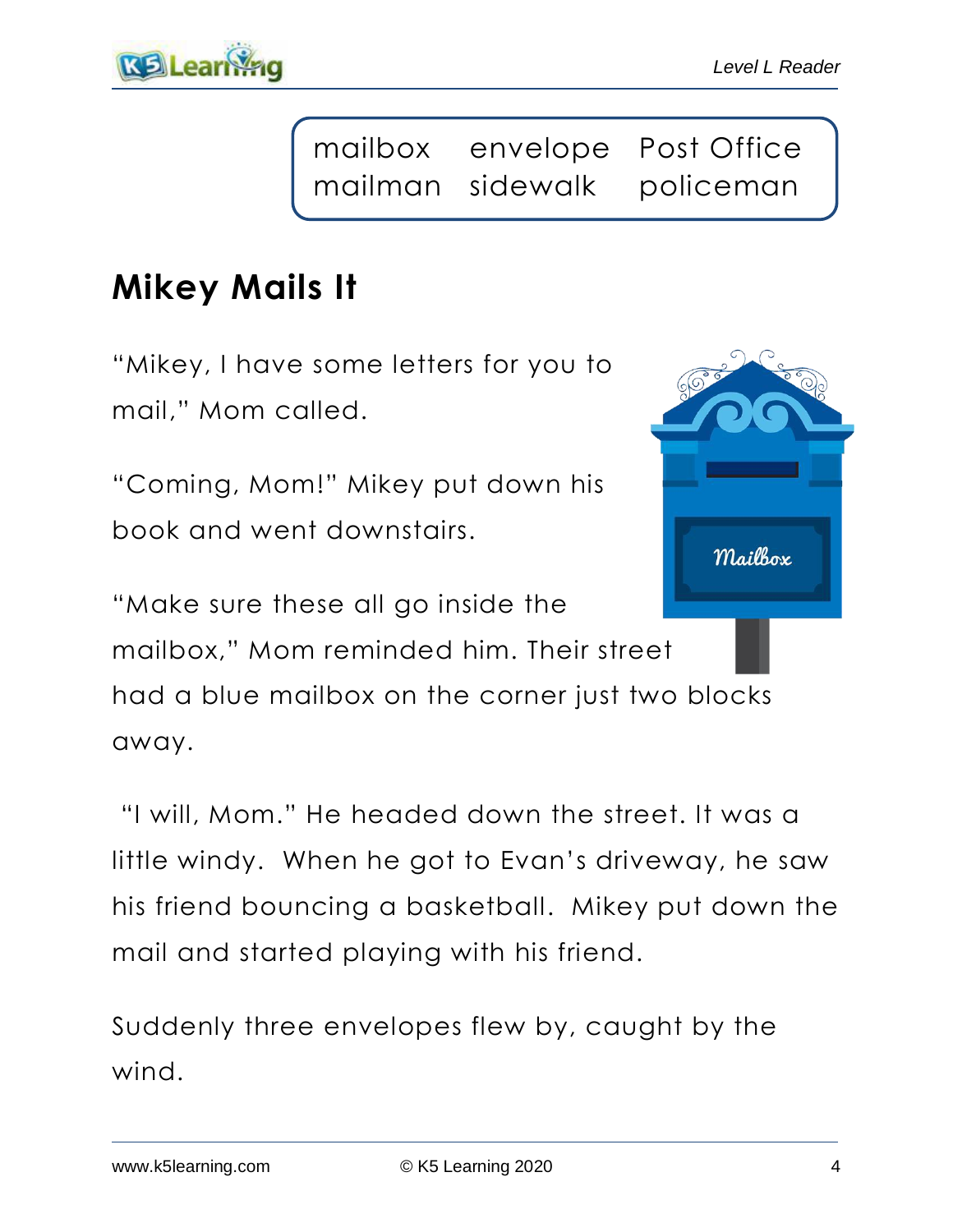| | | |
|---|---|---|
| mailbox | envelope | Post Office |
| mailman | sidewalk | policeman |

## Mikey Mails It

"Mikey, I have some letters for you to mail," Mom called.

"Coming, Mom!" Mikey put down his book and went downstairs.

"Make sure these all go inside the mailbox," Mom reminded him. Their street had a blue mailbox on the corner just two blocks away.

"I will, Mom." He headed down the street. It was a little windy. When he got to Evan's driveway, he saw his friend bouncing a basketball. Mikey put down the mail and started playing with his friend.

Suddenly three envelopes flew by, caught by the wind.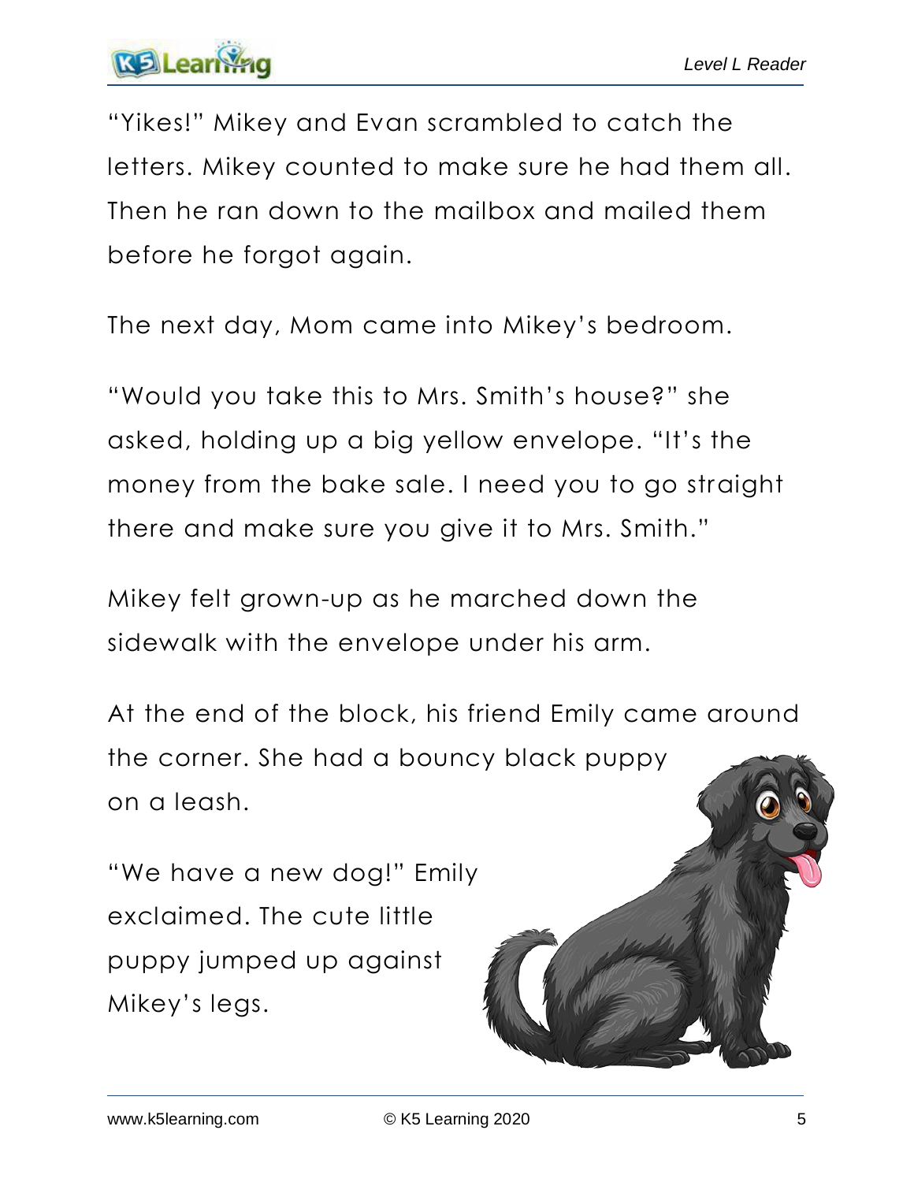"Yikes!" Mikey and Evan scrambled to catch the letters. Mikey counted to make sure he had them all. Then he ran down to the mailbox and mailed them before he forgot again.

The next day, Mom came into Mikey's bedroom.

"Would you take this to Mrs. Smith's house?" she asked, holding up a big yellow envelope. "It's the money from the bake sale. I need you to go straight there and make sure you give it to Mrs. Smith."

Mikey felt grown-up as he marched down the sidewalk with the envelope under his arm.

At the end of the block, his friend Emily came around the corner. She had a bouncy black puppy on a leash.

"We have a new dog!" Emily exclaimed. The cute little puppy jumped up against Mikey's legs.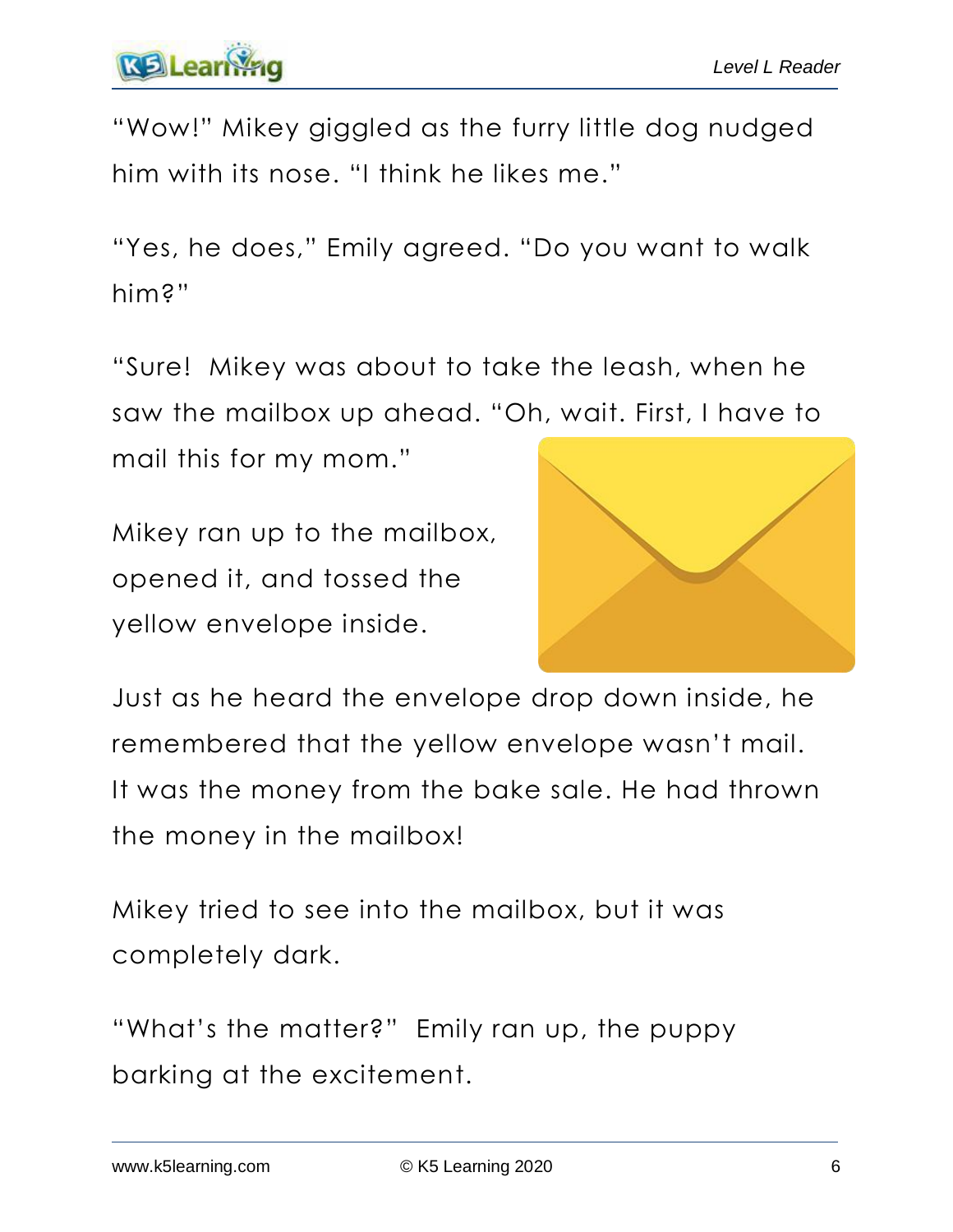"Wow!" Mikey giggled as the furry little dog nudged him with its nose. "I think he likes me."

"Yes, he does," Emily agreed. "Do you want to walk him?"

"Sure!  Mikey was about to take the leash, when he saw the mailbox up ahead. "Oh, wait. First, I have to mail this for my mom."

Mikey ran up to the mailbox, opened it, and tossed the yellow envelope inside.

Just as he heard the envelope drop down inside, he remembered that the yellow envelope wasn't mail. It was the money from the bake sale. He had thrown the money in the mailbox!

Mikey tried to see into the mailbox, but it was completely dark.

"What's the matter?"  Emily ran up, the puppy barking at the excitement.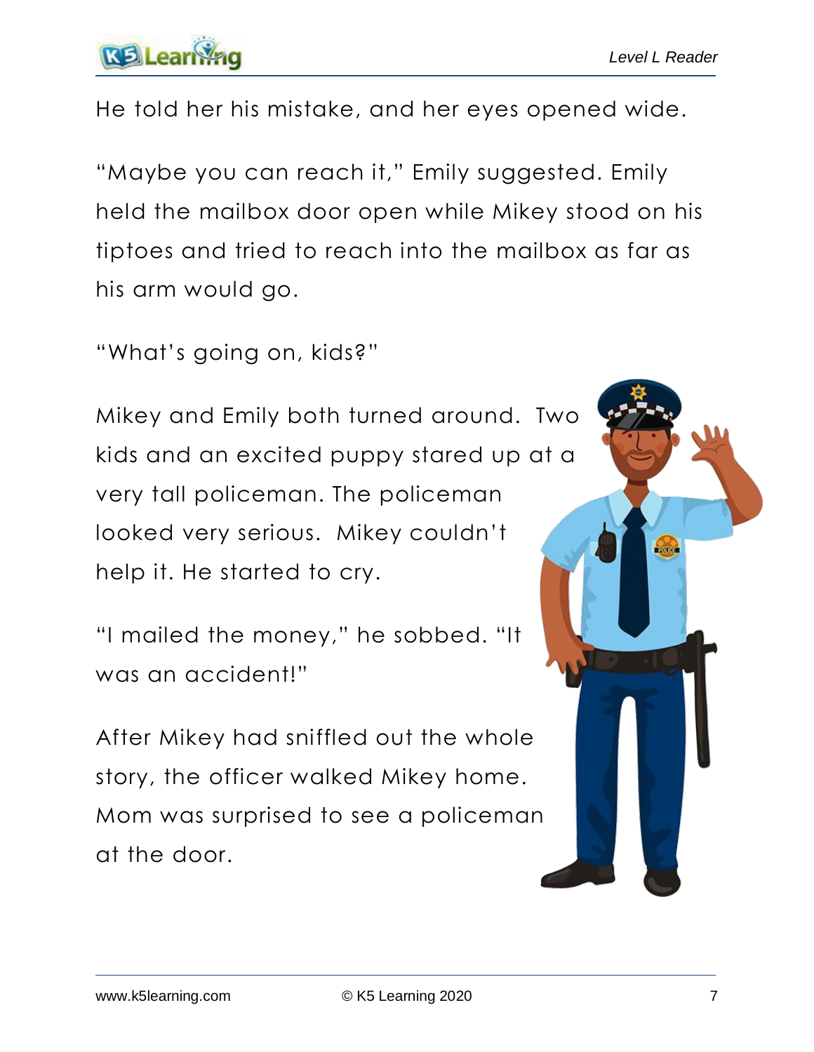He told her his mistake, and her eyes opened wide.

"Maybe you can reach it," Emily suggested. Emily held the mailbox door open while Mikey stood on his tiptoes and tried to reach into the mailbox as far as his arm would go.

"What's going on, kids?"

Mikey and Emily both turned around. Two kids and an excited puppy stared up at a very tall policeman. The policeman looked very serious. Mikey couldn't help it. He started to cry.

"I mailed the money," he sobbed. "It was an accident!"

After Mikey had sniffled out the whole story, the officer walked Mikey home. Mom was surprised to see a policeman at the door.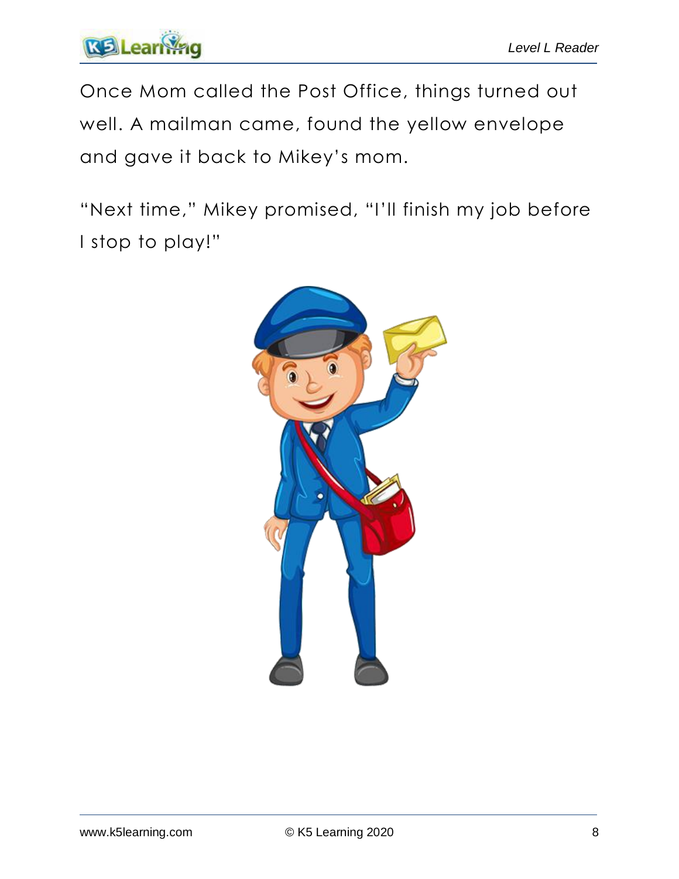Once Mom called the Post Office, things turned out well. A mailman came, found the yellow envelope and gave it back to Mikey's mom.

"Next time," Mikey promised, "I'll finish my job before I stop to play!"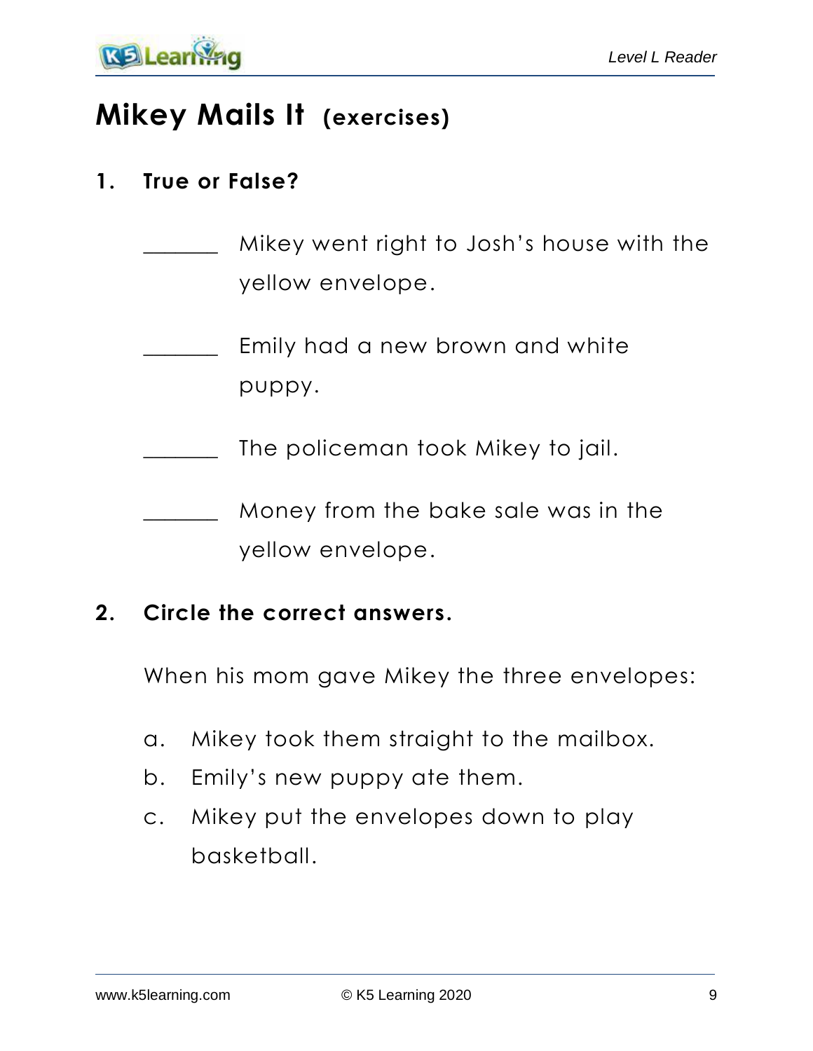# Mikey Mails It (exercises)

**1. True or False?**

_______ Mikey went right to Josh's house with the yellow envelope.

_______ Emily had a new brown and white puppy.

_______ The policeman took Mikey to jail.

_______ Money from the bake sale was in the yellow envelope.

**2. Circle the correct answers.**

When his mom gave Mikey the three envelopes:

a. Mikey took them straight to the mailbox.
b. Emily's new puppy ate them.
c. Mikey put the envelopes down to play basketball.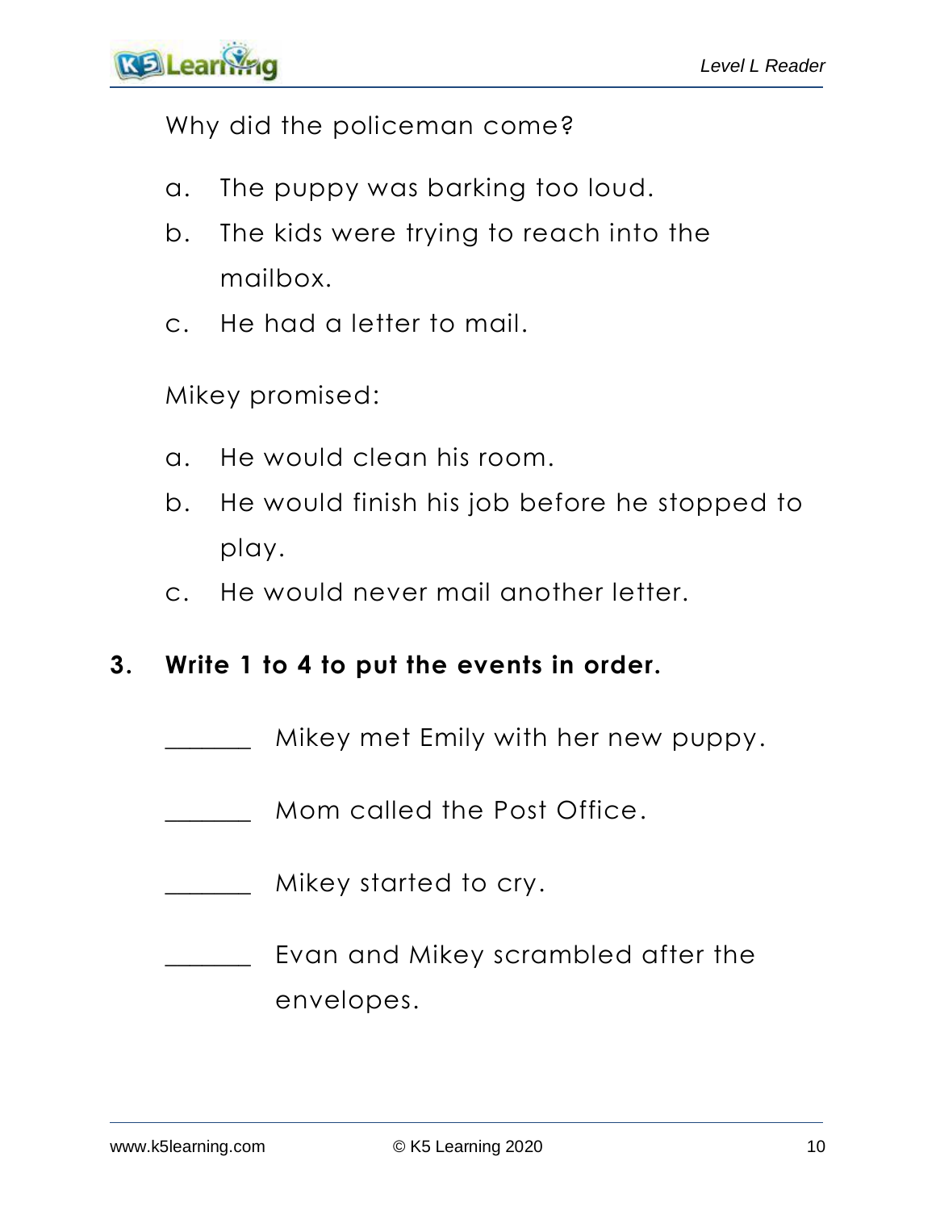Why did the policeman come?

a. The puppy was barking too loud.
b. The kids were trying to reach into the mailbox.
c. He had a letter to mail.

Mikey promised:

a. He would clean his room.
b. He would finish his job before he stopped to play.
c. He would never mail another letter.

**3. Write 1 to 4 to put the events in order.**

_______ Mikey met Emily with her new puppy.

_______ Mom called the Post Office.

_______ Mikey started to cry.

_______ Evan and Mikey scrambled after the envelopes.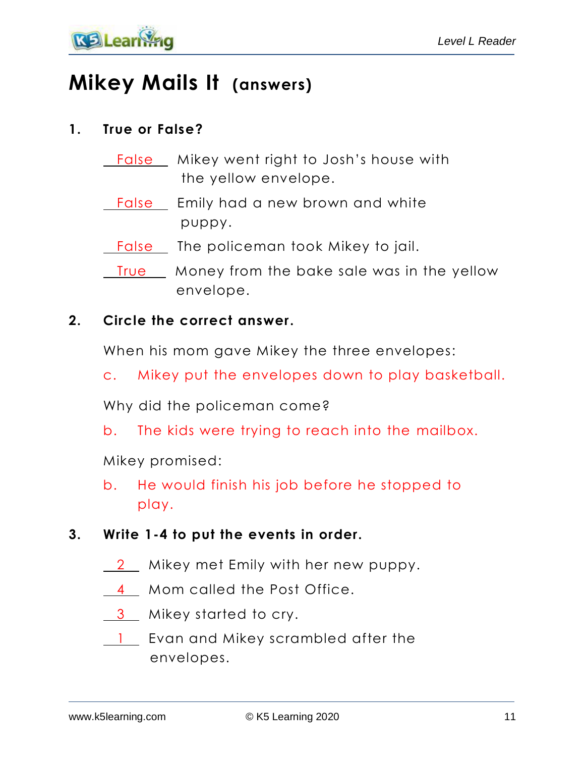# Mikey Mails It (answers)

**1. True or False?**

False Mikey went right to Josh's house with the yellow envelope.

False Emily had a new brown and white puppy.

False The policeman took Mikey to jail.

True Money from the bake sale was in the yellow envelope.

**2. Circle the correct answer.**

When his mom gave Mikey the three envelopes:

c. Mikey put the envelopes down to play basketball.

Why did the policeman come?

b. The kids were trying to reach into the mailbox.

Mikey promised:

b. He would finish his job before he stopped to play.

**3. Write 1-4 to put the events in order.**

2 Mikey met Emily with her new puppy.

4 Mom called the Post Office.

3 Mikey started to cry.

1 Evan and Mikey scrambled after the envelopes.